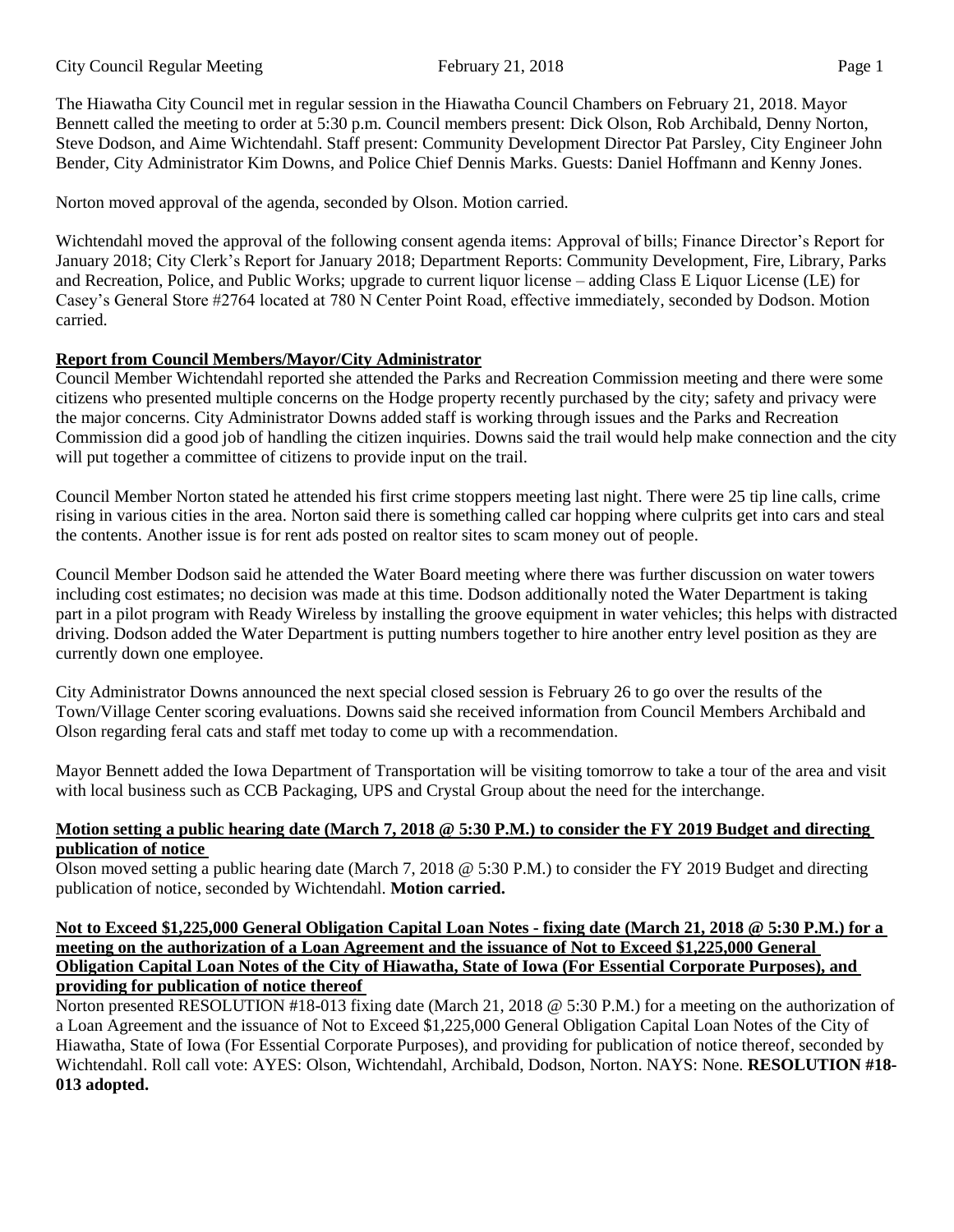The Hiawatha City Council met in regular session in the Hiawatha Council Chambers on February 21, 2018. Mayor Bennett called the meeting to order at 5:30 p.m. Council members present: Dick Olson, Rob Archibald, Denny Norton, Steve Dodson, and Aime Wichtendahl. Staff present: Community Development Director Pat Parsley, City Engineer John Bender, City Administrator Kim Downs, and Police Chief Dennis Marks. Guests: Daniel Hoffmann and Kenny Jones.

Norton moved approval of the agenda, seconded by Olson. Motion carried.

Wichtendahl moved the approval of the following consent agenda items: Approval of bills; Finance Director's Report for January 2018; City Clerk's Report for January 2018; Department Reports: Community Development, Fire, Library, Parks and Recreation, Police, and Public Works; upgrade to current liquor license – adding Class E Liquor License (LE) for Casey's General Store #2764 located at 780 N Center Point Road, effective immediately, seconded by Dodson. Motion carried.

**Report from Council Members/Mayor/City Administrator**

Council Member Wichtendahl reported she attended the Parks and Recreation Commission meeting and there were some citizens who presented multiple concerns on the Hodge property recently purchased by the city; safety and privacy were the major concerns. City Administrator Downs added staff is working through issues and the Parks and Recreation Commission did a good job of handling the citizen inquiries. Downs said the trail would help make connection and the city will put together a committee of citizens to provide input on the trail.

Council Member Norton stated he attended his first crime stoppers meeting last night. There were 25 tip line calls, crime rising in various cities in the area. Norton said there is something called car hopping where culprits get into cars and steal the contents. Another issue is for rent ads posted on realtor sites to scam money out of people.

Council Member Dodson said he attended the Water Board meeting where there was further discussion on water towers including cost estimates; no decision was made at this time. Dodson additionally noted the Water Department is taking part in a pilot program with Ready Wireless by installing the groove equipment in water vehicles; this helps with distracted driving. Dodson added the Water Department is putting numbers together to hire another entry level position as they are currently down one employee.

City Administrator Downs announced the next special closed session is February 26 to go over the results of the Town/Village Center scoring evaluations. Downs said she received information from Council Members Archibald and Olson regarding feral cats and staff met today to come up with a recommendation.

Mayor Bennett added the Iowa Department of Transportation will be visiting tomorrow to take a tour of the area and visit with local business such as CCB Packaging, UPS and Crystal Group about the need for the interchange.

**Motion setting a public hearing date (March 7, 2018 @ 5:30 P.M.) to consider the FY 2019 Budget and directing publication of notice**

Olson moved setting a public hearing date (March 7, 2018 @ 5:30 P.M.) to consider the FY 2019 Budget and directing publication of notice, seconded by Wichtendahl. **Motion carried.**

**Not to Exceed $1,225,000 General Obligation Capital Loan Notes - fixing date (March 21, 2018 @ 5:30 P.M.) for a meeting on the authorization of a Loan Agreement and the issuance of Not to Exceed $1,225,000 General Obligation Capital Loan Notes of the City of Hiawatha, State of Iowa (For Essential Corporate Purposes), and providing for publication of notice thereof**

Norton presented RESOLUTION #18-013 fixing date (March 21, 2018 @ 5:30 P.M.) for a meeting on the authorization of a Loan Agreement and the issuance of Not to Exceed $1,225,000 General Obligation Capital Loan Notes of the City of Hiawatha, State of Iowa (For Essential Corporate Purposes), and providing for publication of notice thereof, seconded by Wichtendahl. Roll call vote: AYES: Olson, Wichtendahl, Archibald, Dodson, Norton. NAYS: None. **RESOLUTION #18-013 adopted.**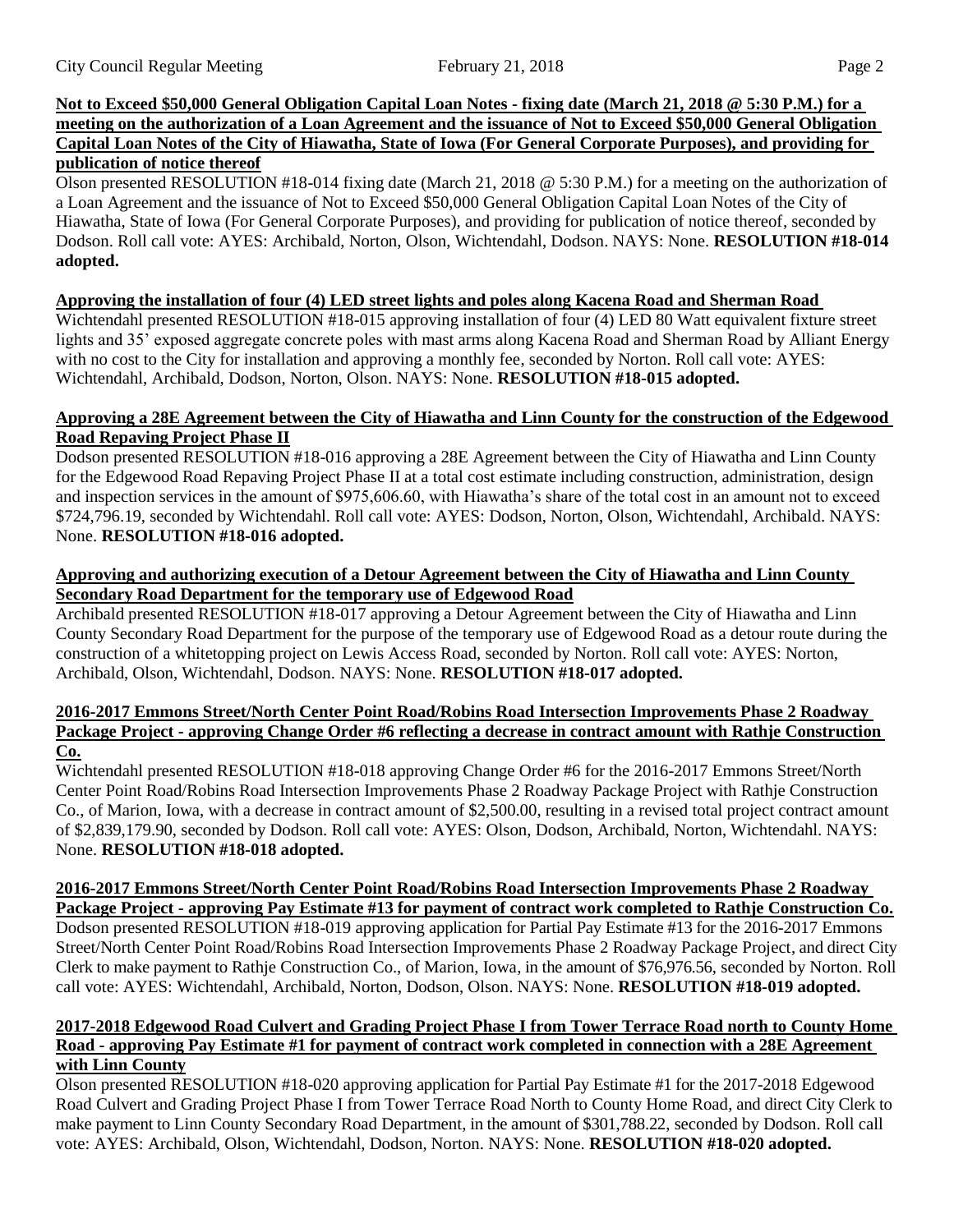**Not to Exceed $50,000 General Obligation Capital Loan Notes - fixing date (March 21, 2018 @ 5:30 P.M.) for a meeting on the authorization of a Loan Agreement and the issuance of Not to Exceed $50,000 General Obligation Capital Loan Notes of the City of Hiawatha, State of Iowa (For General Corporate Purposes), and providing for publication of notice thereof**

Olson presented RESOLUTION #18-014 fixing date (March 21, 2018 @ 5:30 P.M.) for a meeting on the authorization of a Loan Agreement and the issuance of Not to Exceed $50,000 General Obligation Capital Loan Notes of the City of Hiawatha, State of Iowa (For General Corporate Purposes), and providing for publication of notice thereof, seconded by Dodson. Roll call vote: AYES: Archibald, Norton, Olson, Wichtendahl, Dodson. NAYS: None. **RESOLUTION #18-014 adopted.**

**Approving the installation of four (4) LED street lights and poles along Kacena Road and Sherman Road**

Wichtendahl presented RESOLUTION #18-015 approving installation of four (4) LED 80 Watt equivalent fixture street lights and 35' exposed aggregate concrete poles with mast arms along Kacena Road and Sherman Road by Alliant Energy with no cost to the City for installation and approving a monthly fee, seconded by Norton. Roll call vote: AYES: Wichtendahl, Archibald, Dodson, Norton, Olson. NAYS: None. **RESOLUTION #18-015 adopted.**

**Approving a 28E Agreement between the City of Hiawatha and Linn County for the construction of the Edgewood Road Repaving Project Phase II**

Dodson presented RESOLUTION #18-016 approving a 28E Agreement between the City of Hiawatha and Linn County for the Edgewood Road Repaving Project Phase II at a total cost estimate including construction, administration, design and inspection services in the amount of $975,606.60, with Hiawatha's share of the total cost in an amount not to exceed $724,796.19, seconded by Wichtendahl. Roll call vote: AYES: Dodson, Norton, Olson, Wichtendahl, Archibald. NAYS: None. **RESOLUTION #18-016 adopted.**

**Approving and authorizing execution of a Detour Agreement between the City of Hiawatha and Linn County Secondary Road Department for the temporary use of Edgewood Road**

Archibald presented RESOLUTION #18-017 approving a Detour Agreement between the City of Hiawatha and Linn County Secondary Road Department for the purpose of the temporary use of Edgewood Road as a detour route during the construction of a whitetopping project on Lewis Access Road, seconded by Norton. Roll call vote: AYES: Norton, Archibald, Olson, Wichtendahl, Dodson. NAYS: None. **RESOLUTION #18-017 adopted.**

**2016-2017 Emmons Street/North Center Point Road/Robins Road Intersection Improvements Phase 2 Roadway Package Project - approving Change Order #6 reflecting a decrease in contract amount with Rathje Construction Co.**

Wichtendahl presented RESOLUTION #18-018 approving Change Order #6 for the 2016-2017 Emmons Street/North Center Point Road/Robins Road Intersection Improvements Phase 2 Roadway Package Project with Rathje Construction Co., of Marion, Iowa, with a decrease in contract amount of $2,500.00, resulting in a revised total project contract amount of $2,839,179.90, seconded by Dodson. Roll call vote: AYES: Olson, Dodson, Archibald, Norton, Wichtendahl. NAYS: None. **RESOLUTION #18-018 adopted.**

**2016-2017 Emmons Street/North Center Point Road/Robins Road Intersection Improvements Phase 2 Roadway Package Project - approving Pay Estimate #13 for payment of contract work completed to Rathje Construction Co.**

Dodson presented RESOLUTION #18-019 approving application for Partial Pay Estimate #13 for the 2016-2017 Emmons Street/North Center Point Road/Robins Road Intersection Improvements Phase 2 Roadway Package Project, and direct City Clerk to make payment to Rathje Construction Co., of Marion, Iowa, in the amount of $76,976.56, seconded by Norton. Roll call vote: AYES: Wichtendahl, Archibald, Norton, Dodson, Olson. NAYS: None. **RESOLUTION #18-019 adopted.**

**2017-2018 Edgewood Road Culvert and Grading Project Phase I from Tower Terrace Road north to County Home Road - approving Pay Estimate #1 for payment of contract work completed in connection with a 28E Agreement with Linn County**

Olson presented RESOLUTION #18-020 approving application for Partial Pay Estimate #1 for the 2017-2018 Edgewood Road Culvert and Grading Project Phase I from Tower Terrace Road North to County Home Road, and direct City Clerk to make payment to Linn County Secondary Road Department, in the amount of $301,788.22, seconded by Dodson. Roll call vote: AYES: Archibald, Olson, Wichtendahl, Dodson, Norton. NAYS: None. **RESOLUTION #18-020 adopted.**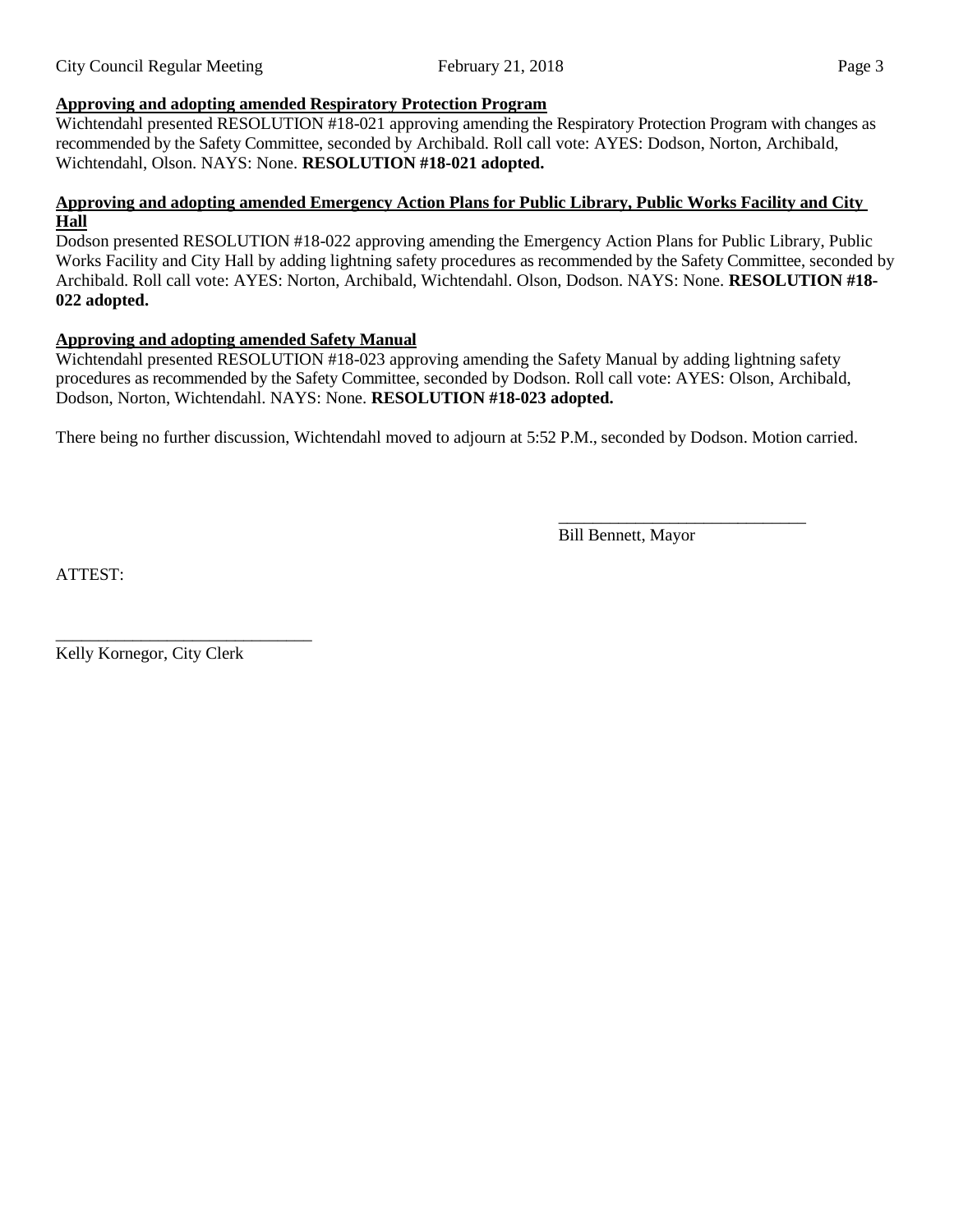**Approving and adopting amended Respiratory Protection Program**

Wichtendahl presented RESOLUTION #18-021 approving amending the Respiratory Protection Program with changes as recommended by the Safety Committee, seconded by Archibald. Roll call vote: AYES: Dodson, Norton, Archibald, Wichtendahl, Olson. NAYS: None. **RESOLUTION #18-021 adopted.**

**Approving and adopting amended Emergency Action Plans for Public Library, Public Works Facility and City Hall**

Dodson presented RESOLUTION #18-022 approving amending the Emergency Action Plans for Public Library, Public Works Facility and City Hall by adding lightning safety procedures as recommended by the Safety Committee, seconded by Archibald. Roll call vote: AYES: Norton, Archibald, Wichtendahl. Olson, Dodson. NAYS: None. **RESOLUTION #18-022 adopted.**

**Approving and adopting amended Safety Manual**

Wichtendahl presented RESOLUTION #18-023 approving amending the Safety Manual by adding lightning safety procedures as recommended by the Safety Committee, seconded by Dodson. Roll call vote: AYES: Olson, Archibald, Dodson, Norton, Wichtendahl. NAYS: None. **RESOLUTION #18-023 adopted.**

There being no further discussion, Wichtendahl moved to adjourn at 5:52 P.M., seconded by Dodson. Motion carried.

______________________________
Bill Bennett, Mayor

ATTEST:

______________________________
Kelly Kornegor, City Clerk